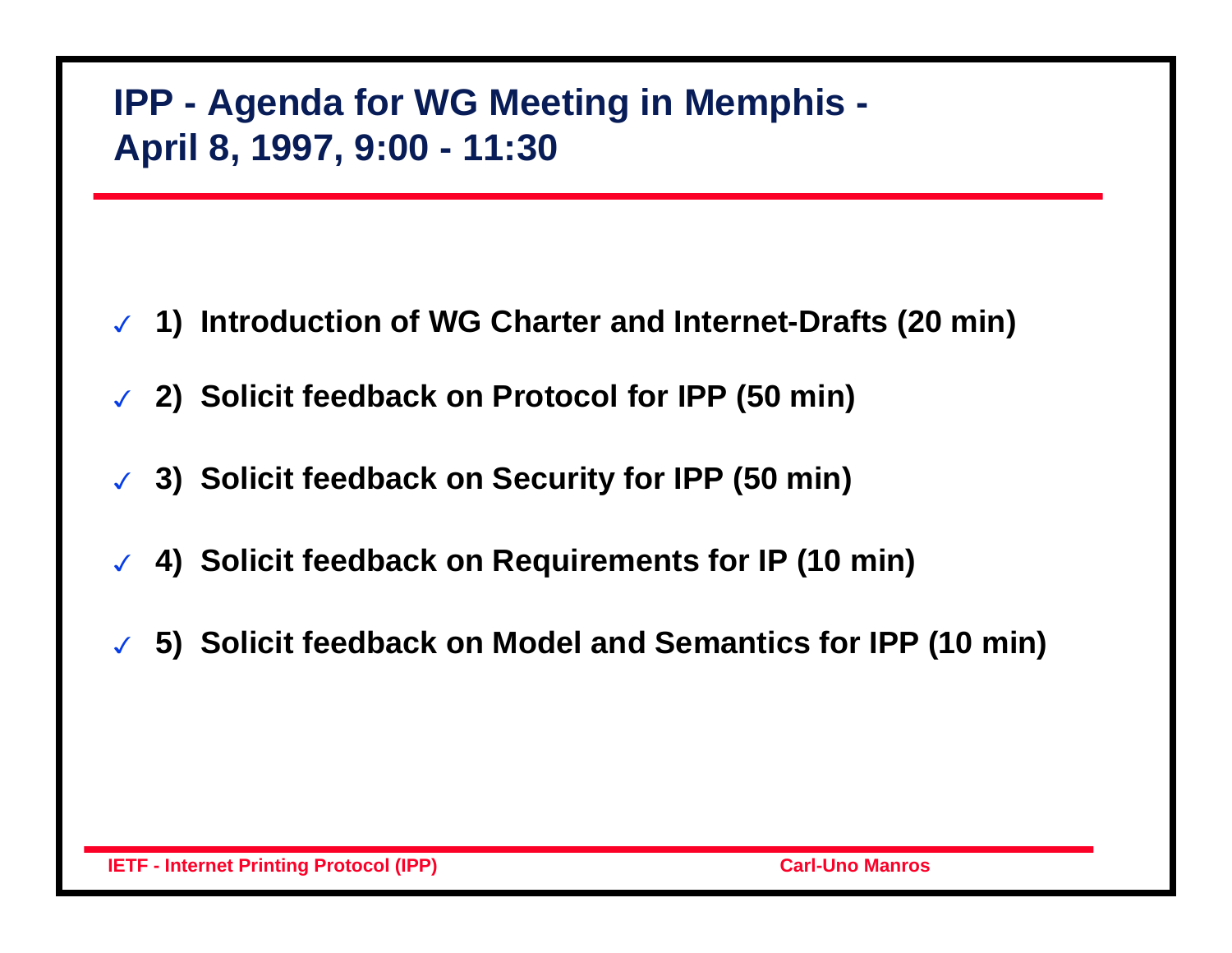# IPP - Agenda for WG Meeting in Memphis - April 8, 1997, 9:00 - 11:30

- ✓ **1) Introduction of WG Charter and Internet-Drafts (20 min)**
- ✓ **2) Solicit feedback on Protocol for IPP (50 min)**
- ✓ **3) Solicit feedback on Security for IPP (50 min)**
- ✓ **4) Solicit feedback on Requirements for IP (10 min)**
- ✓ **5) Solicit feedback on Model and Semantics for IPP (10 min)**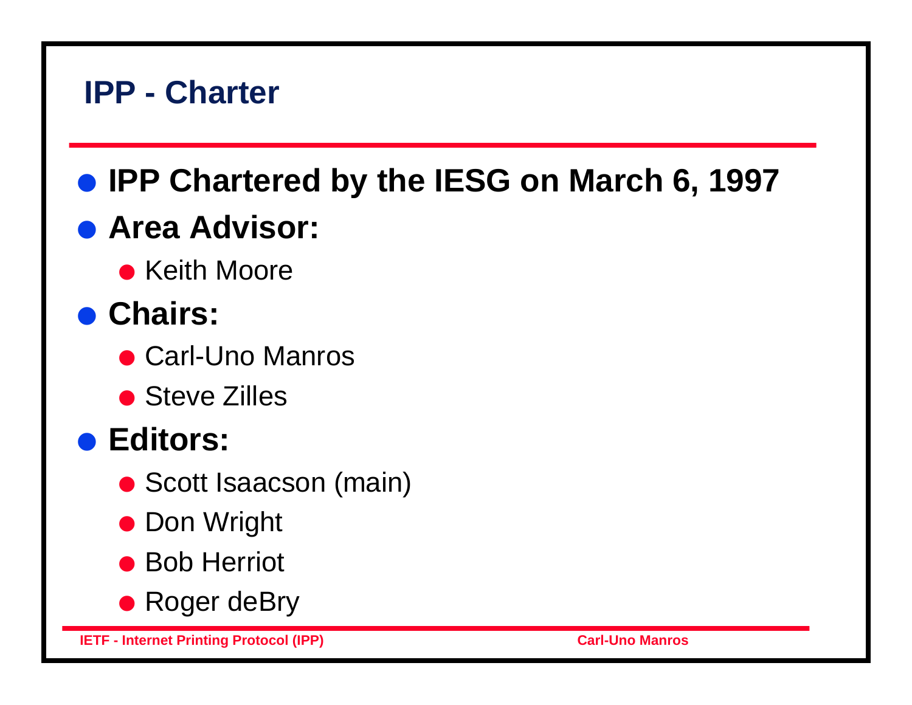## IPP - Charter

- **IPP Chartered by the IESG on March 6, 1997**
- **Area Advisor:**
  - Keith Moore
- **Chairs:**
  - Carl-Uno Manros
  - Steve Zilles
- **Editors:**
  - Scott Isaacson (main)
  - Don Wright
  - Bob Herriot
  - Roger deBry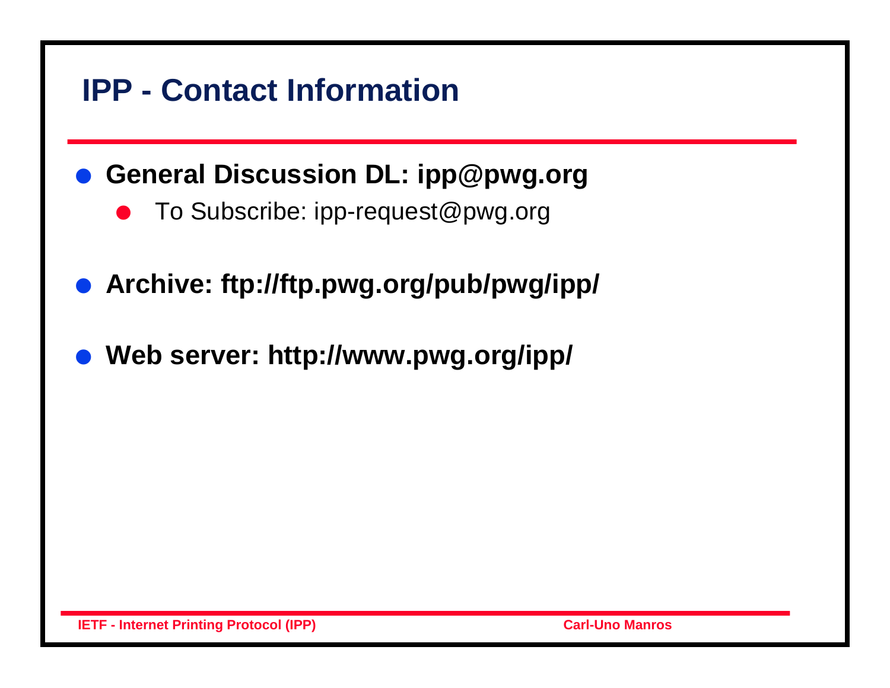# IPP - Contact Information

- **General Discussion DL: ipp@pwg.org**
  - To Subscribe: ipp-request@pwg.org
- **Archive: ftp://ftp.pwg.org/pub/pwg/ipp/**
- **Web server: http://www.pwg.org/ipp/**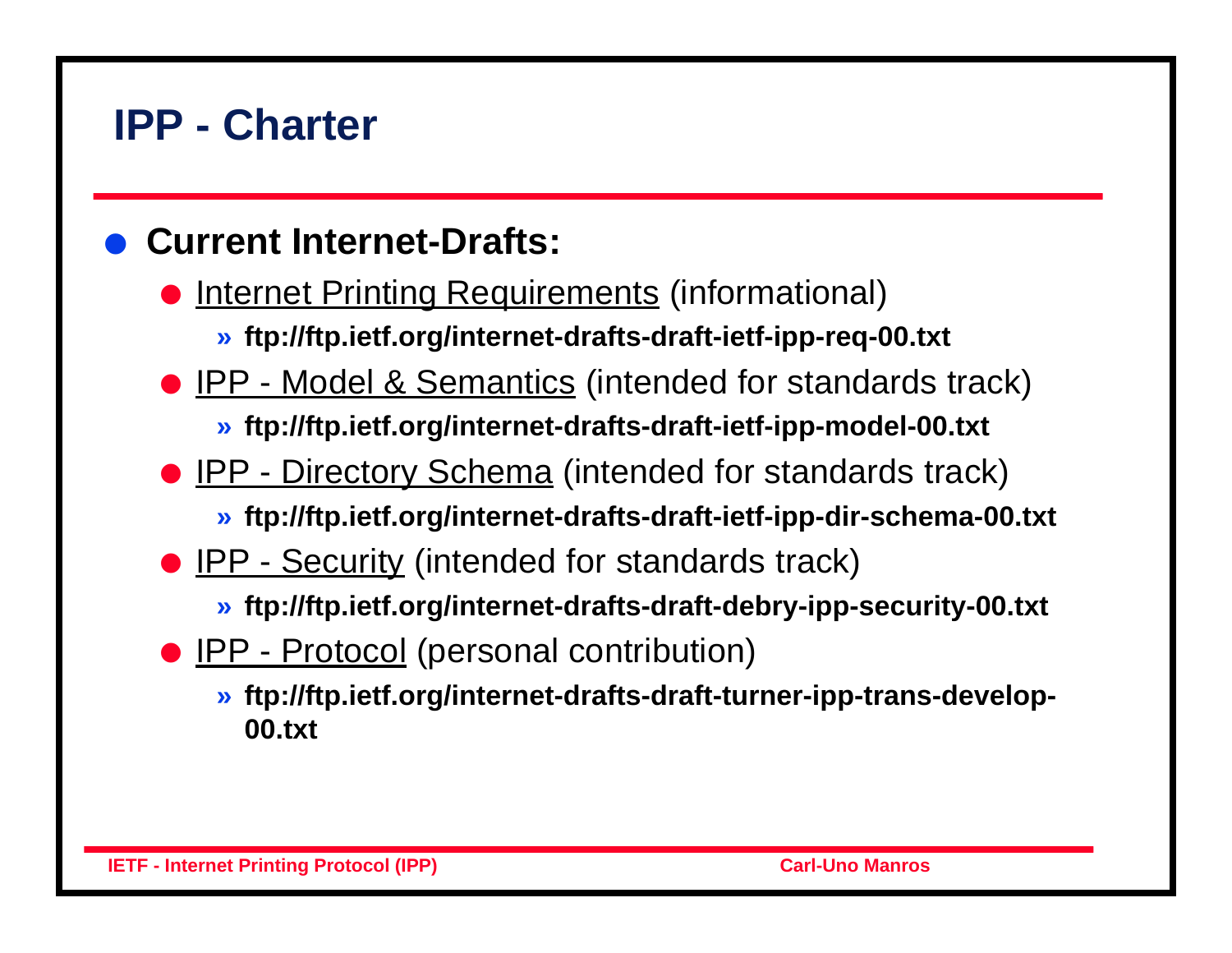# IPP - Charter

- **Current Internet-Drafts:**
  - Internet Printing Requirements (informational)
    - » **ftp://ftp.ietf.org/internet-drafts-draft-ietf-ipp-req-00.txt**
  - IPP - Model & Semantics (intended for standards track)
    - » **ftp://ftp.ietf.org/internet-drafts-draft-ietf-ipp-model-00.txt**
  - IPP - Directory Schema (intended for standards track)
    - » **ftp://ftp.ietf.org/internet-drafts-draft-ietf-ipp-dir-schema-00.txt**
  - IPP - Security (intended for standards track)
    - » **ftp://ftp.ietf.org/internet-drafts-draft-debry-ipp-security-00.txt**
  - IPP - Protocol (personal contribution)
    - » **ftp://ftp.ietf.org/internet-drafts-draft-turner-ipp-trans-develop-00.txt**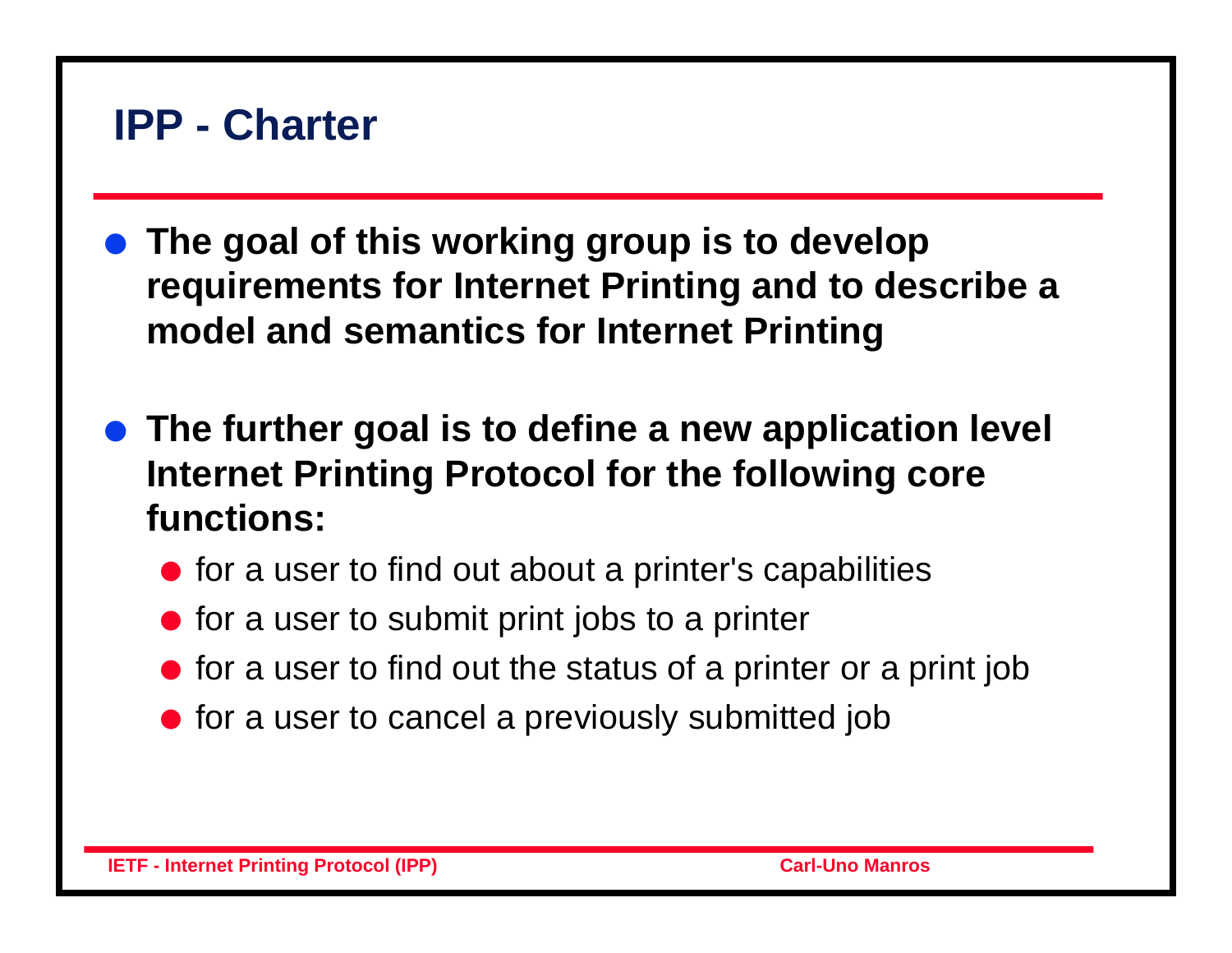# IPP - Charter

- **The goal of this working group is to develop requirements for Internet Printing and to describe a model and semantics for Internet Printing**

- **The further goal is to define a new application level Internet Printing Protocol for the following core functions:**
  - for a user to find out about a printer's capabilities
  - for a user to submit print jobs to a printer
  - for a user to find out the status of a printer or a print job
  - for a user to cancel a previously submitted job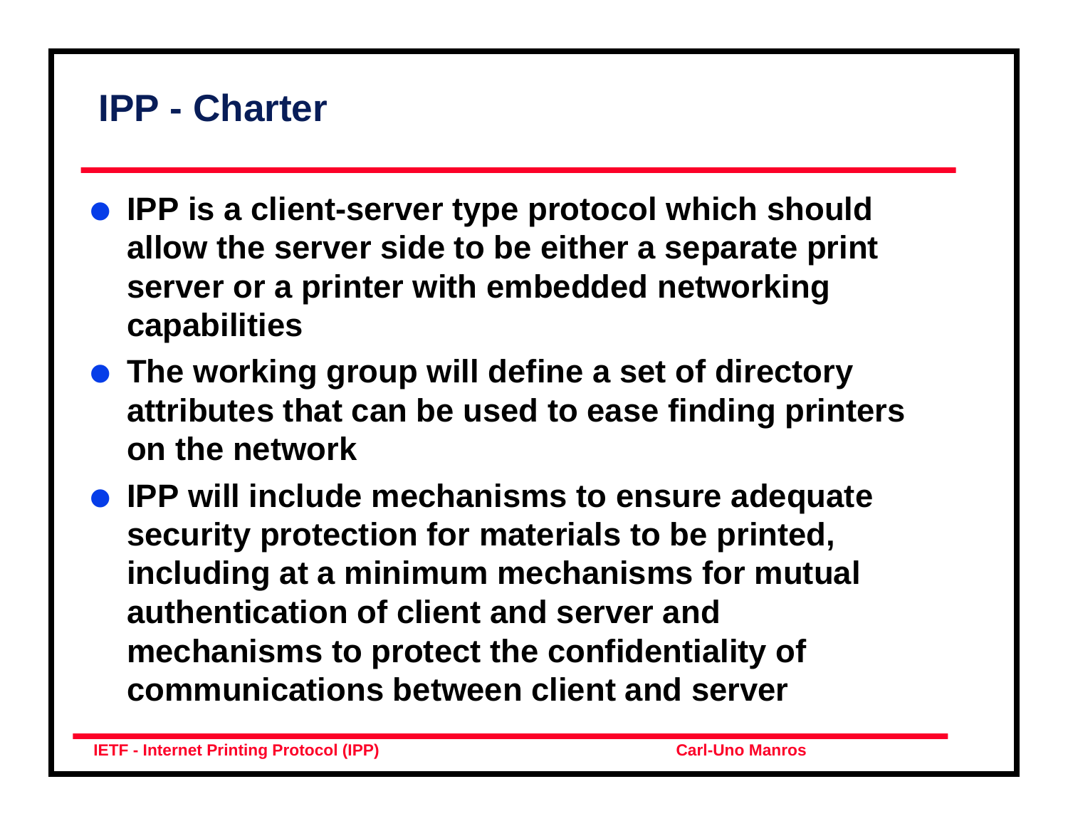# IPP - Charter

- IPP is a client-server type protocol which should allow the server side to be either a separate print server or a printer with embedded networking capabilities
- The working group will define a set of directory attributes that can be used to ease finding printers on the network
- IPP will include mechanisms to ensure adequate security protection for materials to be printed, including at a minimum mechanisms for mutual authentication of client and server and mechanisms to protect the confidentiality of communications between client and server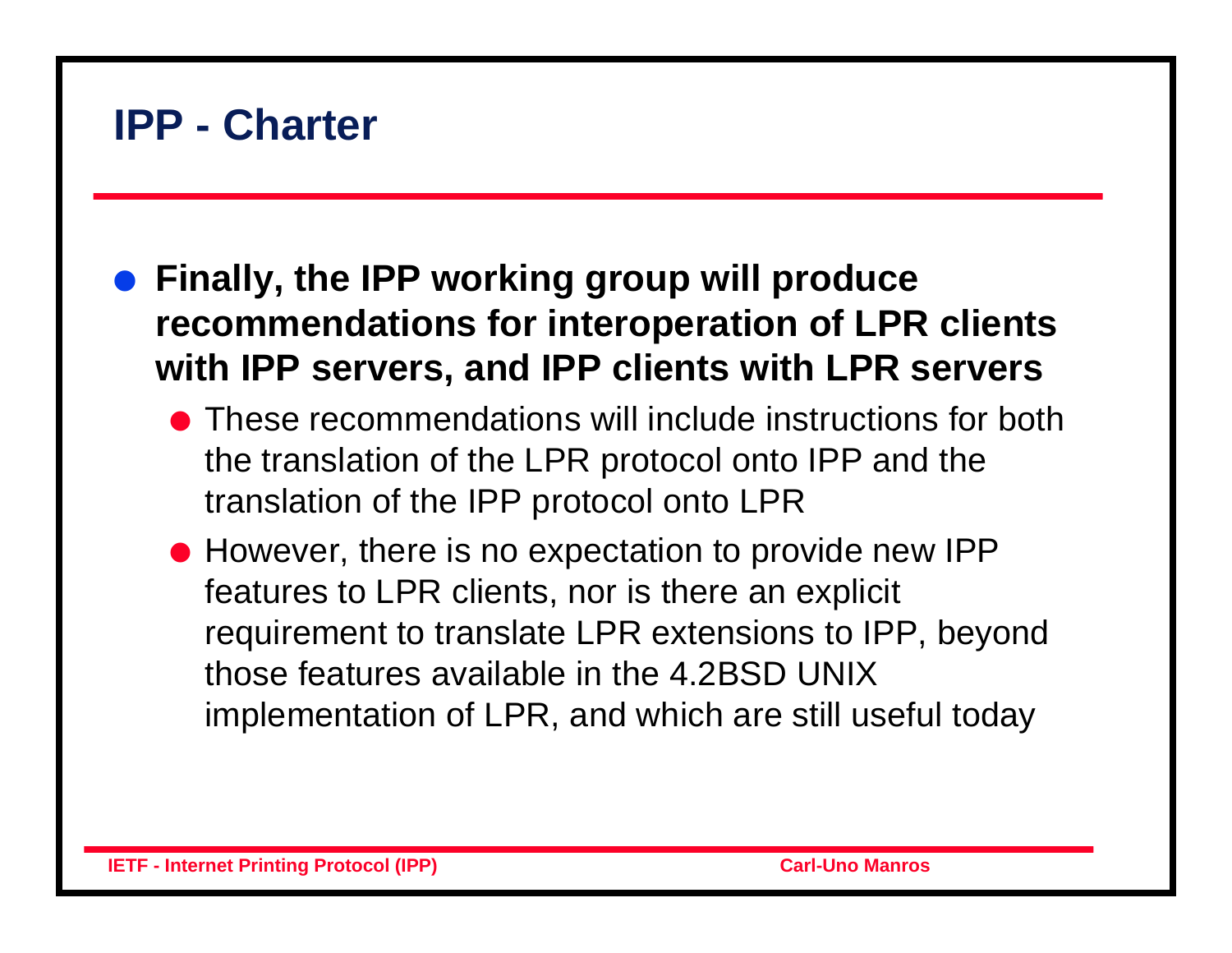## IPP - Charter

- **Finally, the IPP working group will produce recommendations for interoperation of LPR clients with IPP servers, and IPP clients with LPR servers**
  - These recommendations will include instructions for both the translation of the LPR protocol onto IPP and the translation of the IPP protocol onto LPR
  - However, there is no expectation to provide new IPP features to LPR clients, nor is there an explicit requirement to translate LPR extensions to IPP, beyond those features available in the 4.2BSD UNIX implementation of LPR, and which are still useful today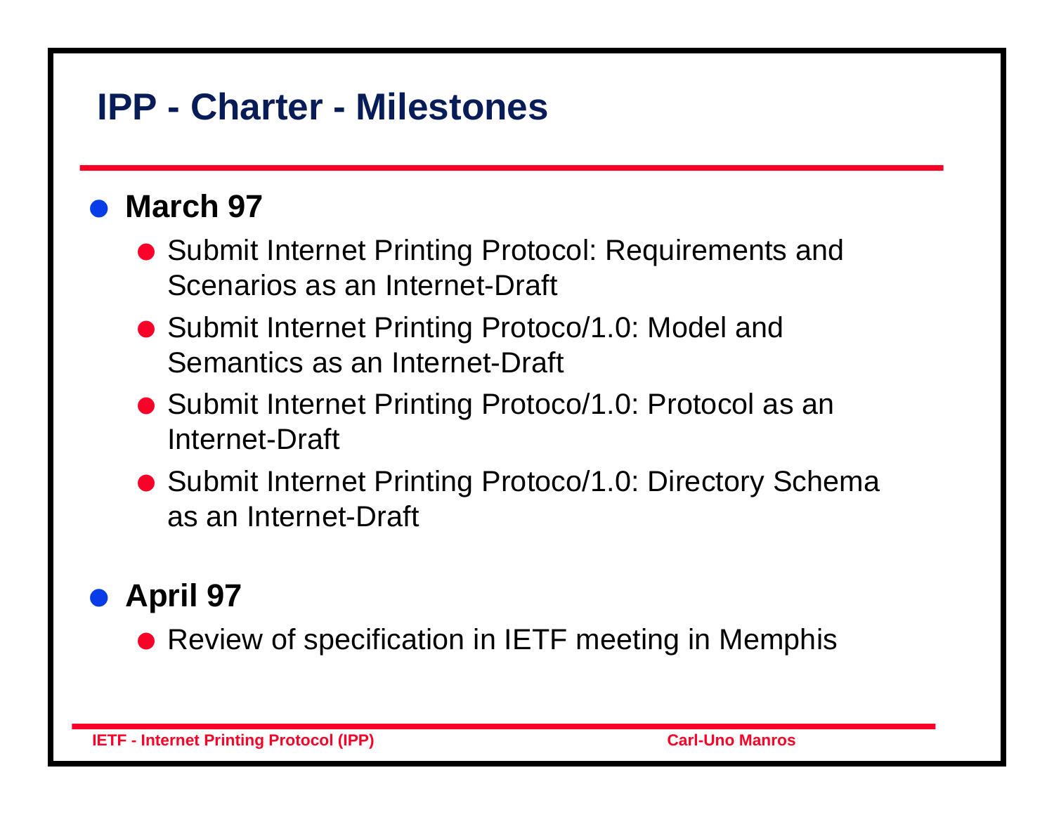# IPP - Charter - Milestones

- **March 97**
  - Submit Internet Printing Protocol: Requirements and Scenarios as an Internet-Draft
  - Submit Internet Printing Protoco/1.0: Model and Semantics as an Internet-Draft
  - Submit Internet Printing Protoco/1.0: Protocol as an Internet-Draft
  - Submit Internet Printing Protoco/1.0: Directory Schema as an Internet-Draft
- **April 97**
  - Review of specification in IETF meeting in Memphis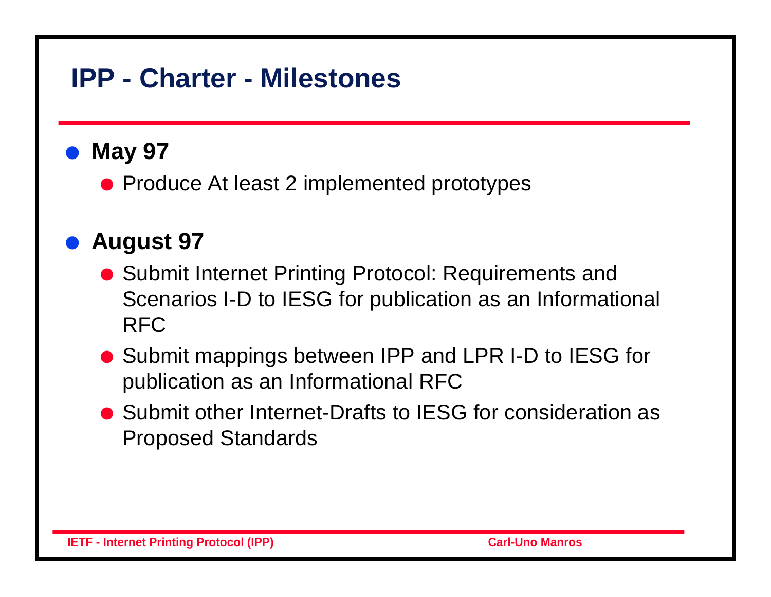# IPP - Charter - Milestones

- **May 97**
  - Produce At least 2 implemented prototypes

- **August 97**
  - Submit Internet Printing Protocol: Requirements and Scenarios I-D to IESG for publication as an Informational RFC
  - Submit mappings between IPP and LPR I-D to IESG for publication as an Informational RFC
  - Submit other Internet-Drafts to IESG for consideration as Proposed Standards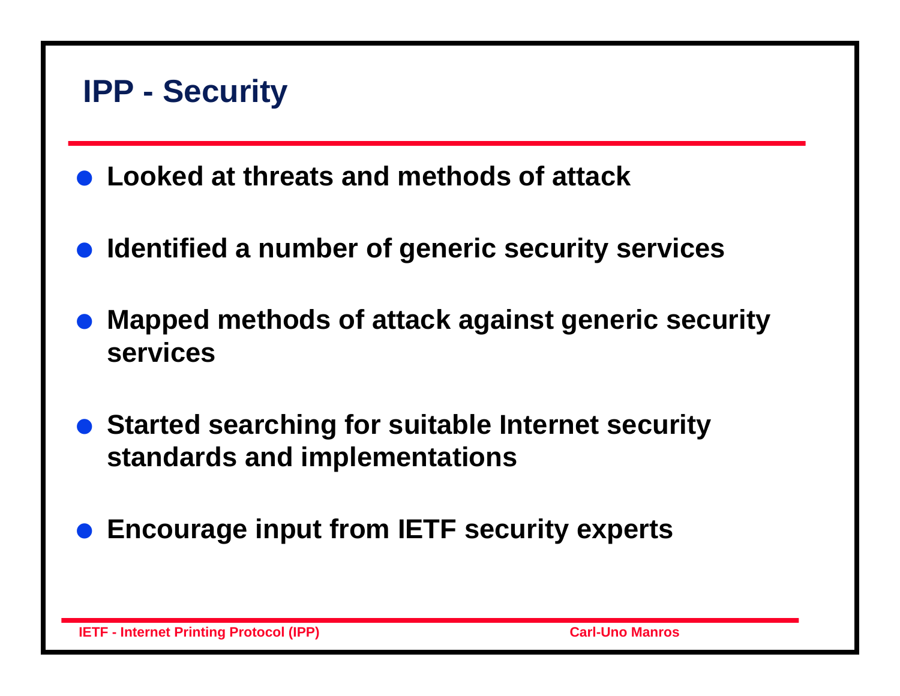# IPP - Security

- Looked at threats and methods of attack
- Identified a number of generic security services
- Mapped methods of attack against generic security services
- Started searching for suitable Internet security standards and implementations
- Encourage input from IETF security experts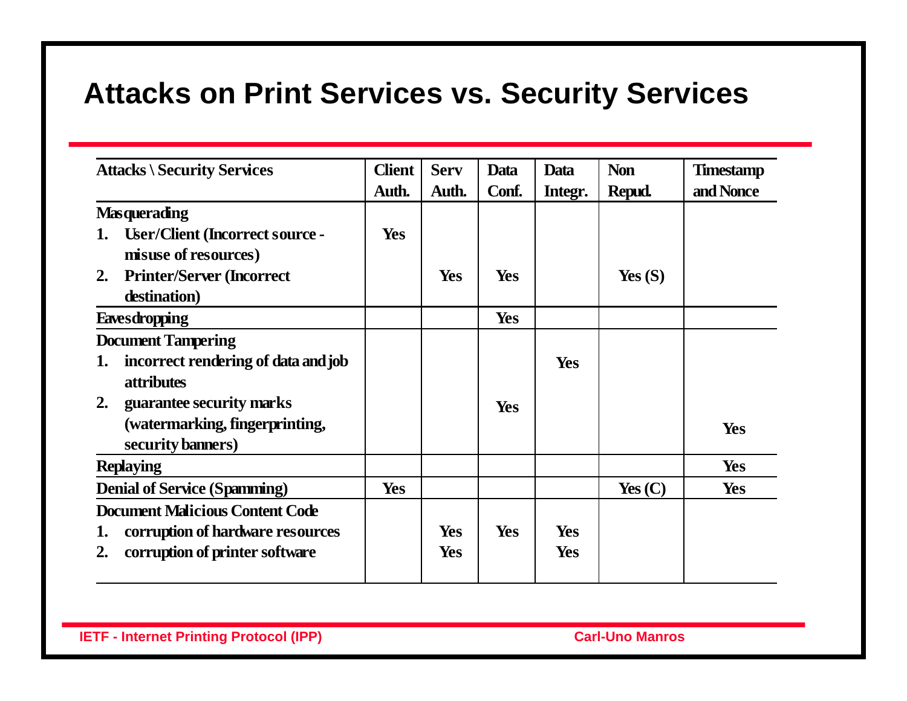# Attacks on Print Services vs. Security Services

| Attacks \ Security Services | Client Auth. | Serv Auth. | Data Conf. | Data Integr. | Non Repud. | Timestamp and Nonce |
|---|---|---|---|---|---|---|
| **Masquerading** | | | | | | |
| 1. User/Client (Incorrect source - misuse of resources) | Yes | | | | | |
| 2. Printer/Server (Incorrect destination) | | Yes | Yes | | Yes (S) | |
| **Eavesdropping** | | | Yes | | | |
| **Document Tampering** | | | | | | |
| 1. incorrect rendering of data and job attributes | | | | Yes | | |
| 2. guarantee security marks (watermarking, fingerprinting, security banners) | | | Yes | | | Yes |
| **Replaying** | | | | | | Yes |
| **Denial of Service (Spamming)** | Yes | | | | Yes (C) | Yes |
| **Document Malicious Content Code** | | | | | | |
| 1. corruption of hardware resources | | Yes | Yes | Yes | | |
| 2. corruption of printer software | | Yes | | Yes | | |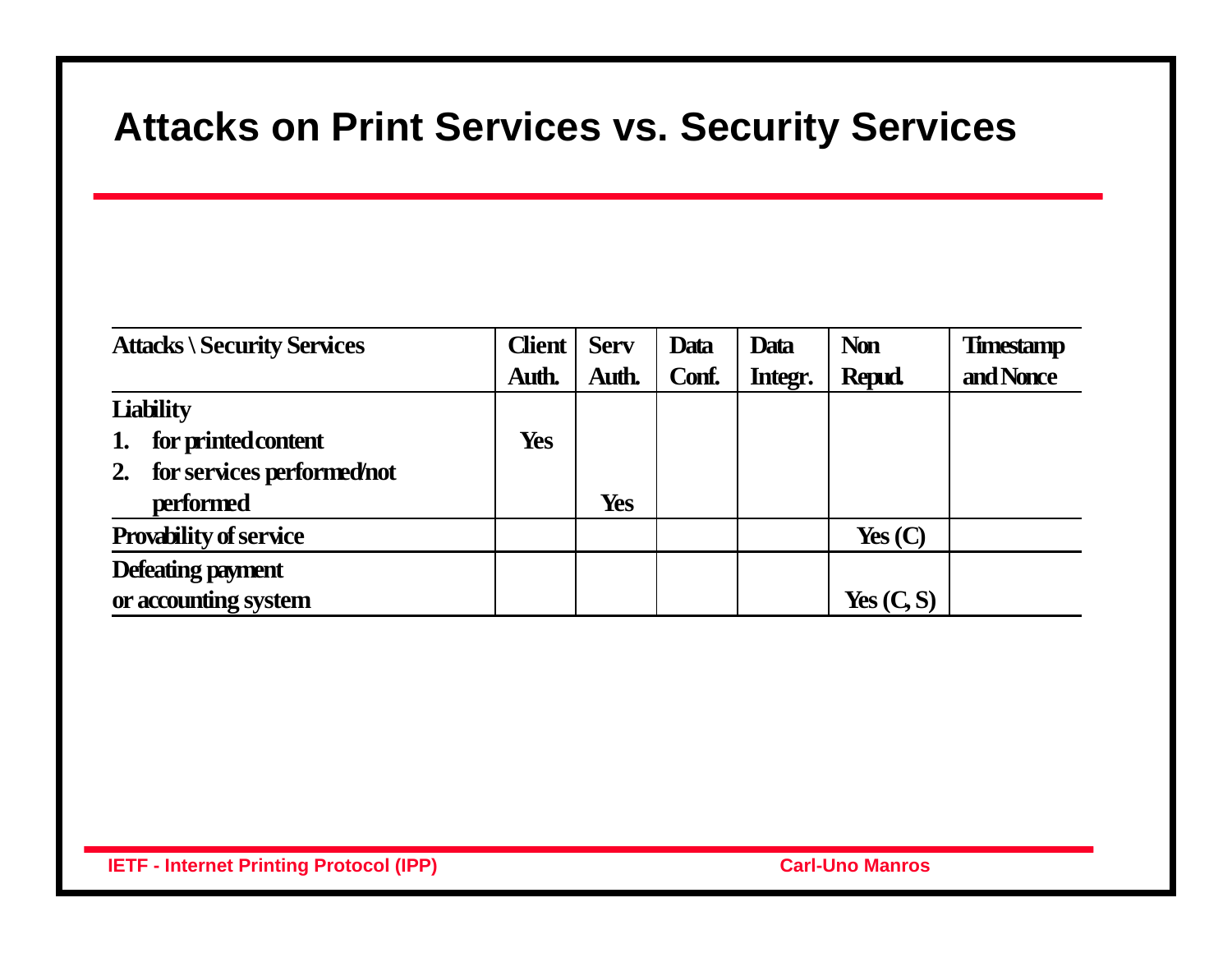# Attacks on Print Services vs. Security Services

| Attacks \ Security Services | Client Auth. | Serv Auth. | Data Conf. | Data Integr. | Non Repud. | Timestamp and Nonce |
|---|---|---|---|---|---|---|
| **Liability** | | | | | | |
| 1. for printed content | Yes | | | | | |
| 2. for services performed/not performed | | Yes | | | | |
| **Provability of service** | | | | | Yes (C) | |
| **Defeating payment or accounting system** | | | | | Yes (C, S) | |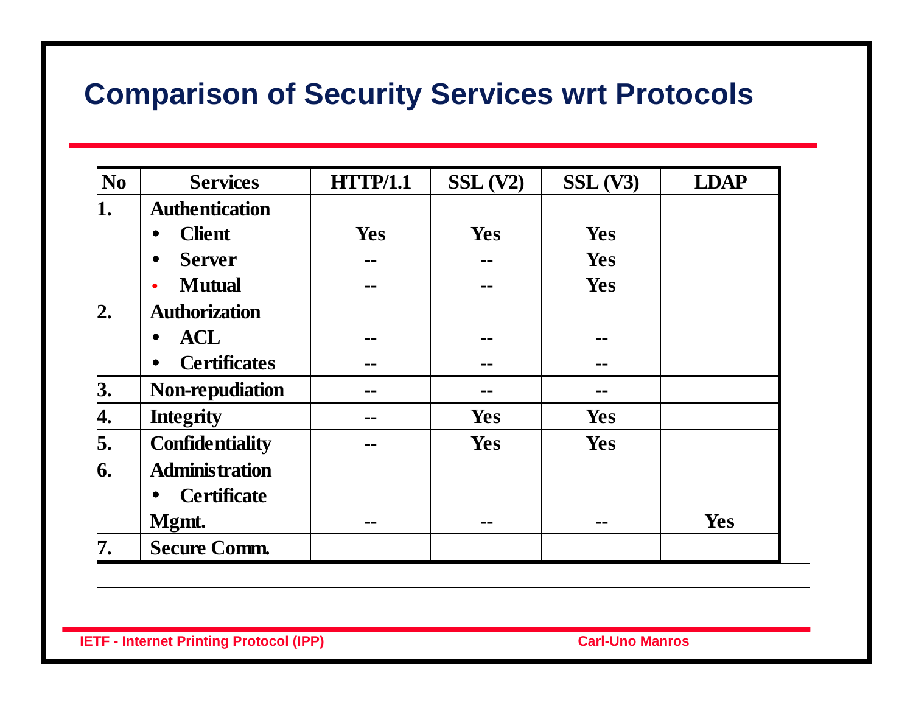# Comparison of Security Services wrt Protocols

| No | Services | HTTP/1.1 | SSL (V2) | SSL (V3) | LDAP |
|---|---|---|---|---|---|
| 1. | Authentication | | | | |
| | • Client | Yes | Yes | Yes | |
| | • Server | -- | -- | Yes | |
| | • Mutual | -- | -- | Yes | |
| 2. | Authorization | | | | |
| | • ACL | -- | -- | -- | |
| | • Certificates | -- | -- | -- | |
| 3. | Non-repudiation | -- | -- | -- | |
| 4. | Integrity | -- | Yes | Yes | |
| 5. | Confidentiality | -- | Yes | Yes | |
| 6. | Administration | | | | |
| | • Certificate Mgmt. | -- | -- | -- | Yes |
| 7. | Secure Comm. | | | | |